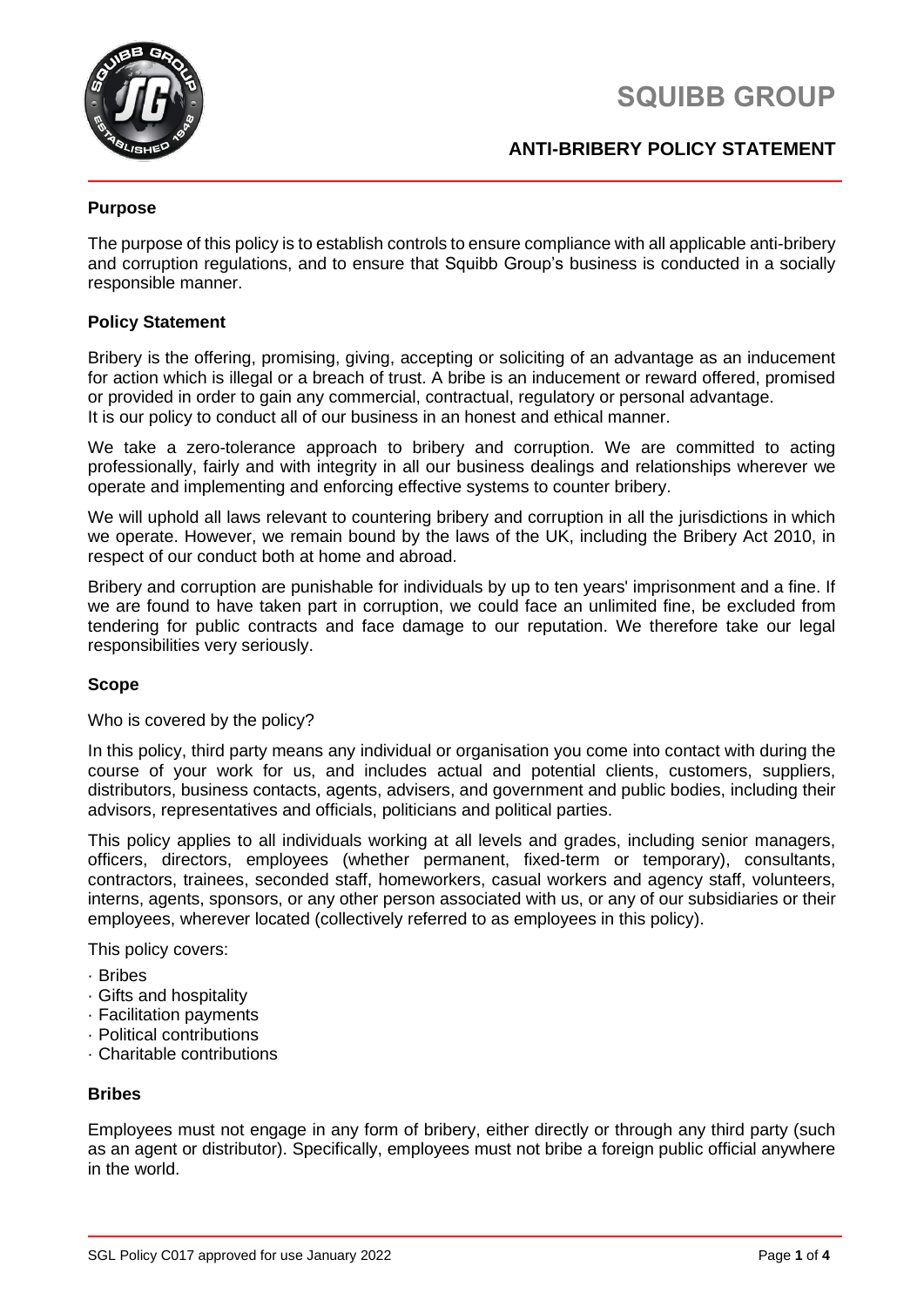# SQUIBB GROUP

## ANTI-BRIBERY POLICY STATEMENT

### Purpose

The purpose of this policy is to establish controls to ensure compliance with all applicable anti-bribery and corruption regulations, and to ensure that Squibb Group's business is conducted in a socially responsible manner.

### Policy Statement

Bribery is the offering, promising, giving, accepting or soliciting of an advantage as an inducement for action which is illegal or a breach of trust. A bribe is an inducement or reward offered, promised or provided in order to gain any commercial, contractual, regulatory or personal advantage.
It is our policy to conduct all of our business in an honest and ethical manner.

We take a zero-tolerance approach to bribery and corruption. We are committed to acting professionally, fairly and with integrity in all our business dealings and relationships wherever we operate and implementing and enforcing effective systems to counter bribery.

We will uphold all laws relevant to countering bribery and corruption in all the jurisdictions in which we operate. However, we remain bound by the laws of the UK, including the Bribery Act 2010, in respect of our conduct both at home and abroad.

Bribery and corruption are punishable for individuals by up to ten years' imprisonment and a fine. If we are found to have taken part in corruption, we could face an unlimited fine, be excluded from tendering for public contracts and face damage to our reputation. We therefore take our legal responsibilities very seriously.

### Scope

Who is covered by the policy?

In this policy, third party means any individual or organisation you come into contact with during the course of your work for us, and includes actual and potential clients, customers, suppliers, distributors, business contacts, agents, advisers, and government and public bodies, including their advisors, representatives and officials, politicians and political parties.

This policy applies to all individuals working at all levels and grades, including senior managers, officers, directors, employees (whether permanent, fixed-term or temporary), consultants, contractors, trainees, seconded staff, homeworkers, casual workers and agency staff, volunteers, interns, agents, sponsors, or any other person associated with us, or any of our subsidiaries or their employees, wherever located (collectively referred to as employees in this policy).

This policy covers:

- Bribes
- Gifts and hospitality
- Facilitation payments
- Political contributions
- Charitable contributions

### Bribes

Employees must not engage in any form of bribery, either directly or through any third party (such as an agent or distributor). Specifically, employees must not bribe a foreign public official anywhere in the world.

SGL Policy C017 approved for use January 2022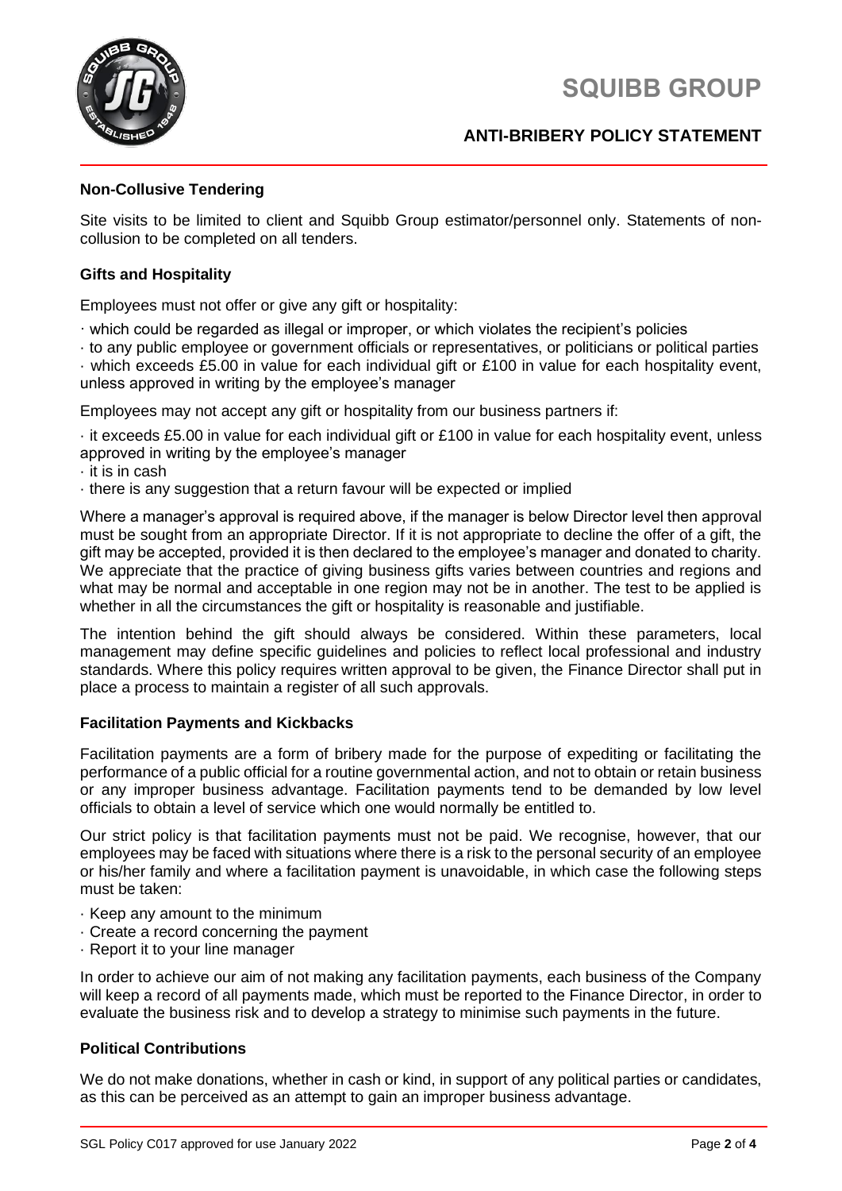## Non-Collusive Tendering

Site visits to be limited to client and Squibb Group estimator/personnel only. Statements of non-collusion to be completed on all tenders.

## Gifts and Hospitality

Employees must not offer or give any gift or hospitality:

- which could be regarded as illegal or improper, or which violates the recipient's policies
- to any public employee or government officials or representatives, or politicians or political parties
- which exceeds £5.00 in value for each individual gift or £100 in value for each hospitality event, unless approved in writing by the employee's manager

Employees may not accept any gift or hospitality from our business partners if:

- it exceeds £5.00 in value for each individual gift or £100 in value for each hospitality event, unless approved in writing by the employee's manager
- it is in cash
- there is any suggestion that a return favour will be expected or implied

Where a manager's approval is required above, if the manager is below Director level then approval must be sought from an appropriate Director. If it is not appropriate to decline the offer of a gift, the gift may be accepted, provided it is then declared to the employee's manager and donated to charity. We appreciate that the practice of giving business gifts varies between countries and regions and what may be normal and acceptable in one region may not be in another. The test to be applied is whether in all the circumstances the gift or hospitality is reasonable and justifiable.

The intention behind the gift should always be considered. Within these parameters, local management may define specific guidelines and policies to reflect local professional and industry standards. Where this policy requires written approval to be given, the Finance Director shall put in place a process to maintain a register of all such approvals.

## Facilitation Payments and Kickbacks

Facilitation payments are a form of bribery made for the purpose of expediting or facilitating the performance of a public official for a routine governmental action, and not to obtain or retain business or any improper business advantage. Facilitation payments tend to be demanded by low level officials to obtain a level of service which one would normally be entitled to.

Our strict policy is that facilitation payments must not be paid. We recognise, however, that our employees may be faced with situations where there is a risk to the personal security of an employee or his/her family and where a facilitation payment is unavoidable, in which case the following steps must be taken:

- Keep any amount to the minimum
- Create a record concerning the payment
- Report it to your line manager

In order to achieve our aim of not making any facilitation payments, each business of the Company will keep a record of all payments made, which must be reported to the Finance Director, in order to evaluate the business risk and to develop a strategy to minimise such payments in the future.

## Political Contributions

We do not make donations, whether in cash or kind, in support of any political parties or candidates, as this can be perceived as an attempt to gain an improper business advantage.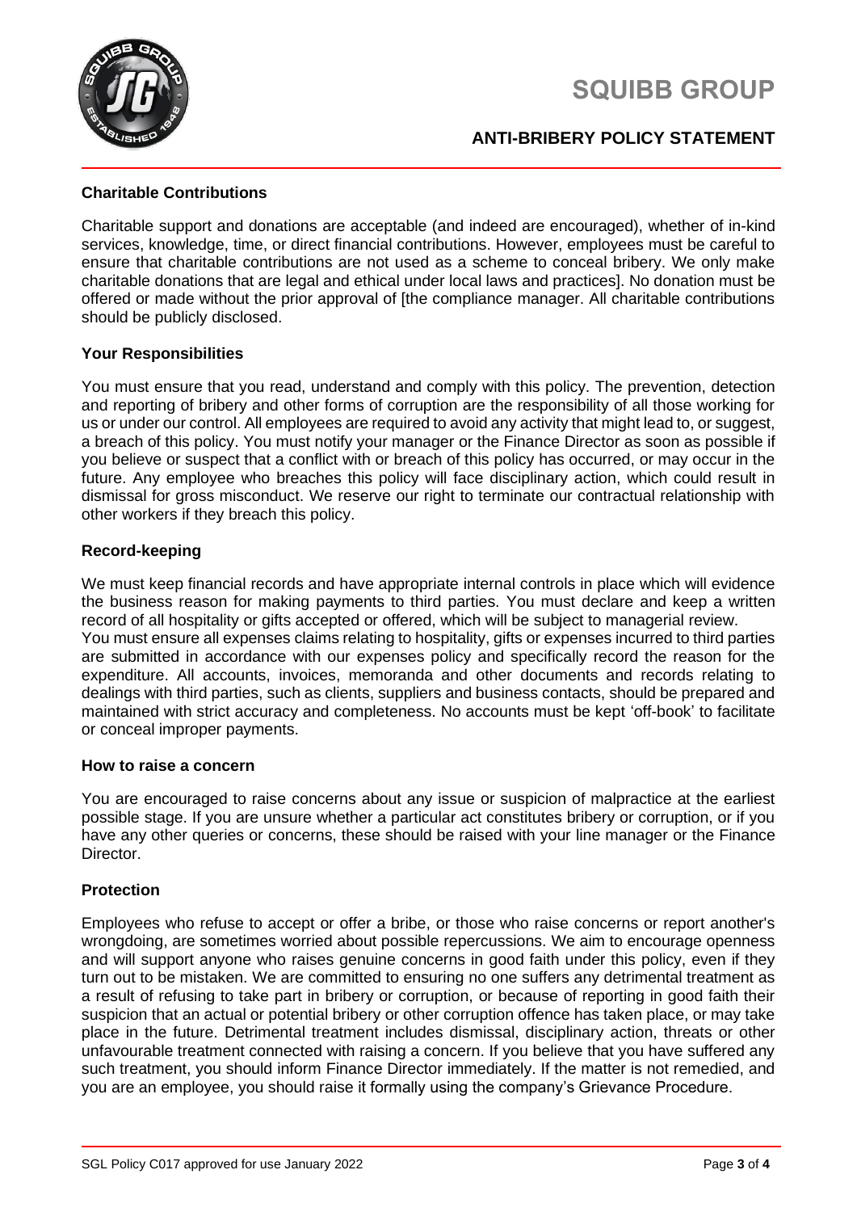## Charitable Contributions

Charitable support and donations are acceptable (and indeed are encouraged), whether of in-kind services, knowledge, time, or direct financial contributions. However, employees must be careful to ensure that charitable contributions are not used as a scheme to conceal bribery. We only make charitable donations that are legal and ethical under local laws and practices]. No donation must be offered or made without the prior approval of [the compliance manager. All charitable contributions should be publicly disclosed.

## Your Responsibilities

You must ensure that you read, understand and comply with this policy. The prevention, detection and reporting of bribery and other forms of corruption are the responsibility of all those working for us or under our control. All employees are required to avoid any activity that might lead to, or suggest, a breach of this policy. You must notify your manager or the Finance Director as soon as possible if you believe or suspect that a conflict with or breach of this policy has occurred, or may occur in the future. Any employee who breaches this policy will face disciplinary action, which could result in dismissal for gross misconduct. We reserve our right to terminate our contractual relationship with other workers if they breach this policy.

## Record-keeping

We must keep financial records and have appropriate internal controls in place which will evidence the business reason for making payments to third parties. You must declare and keep a written record of all hospitality or gifts accepted or offered, which will be subject to managerial review.
You must ensure all expenses claims relating to hospitality, gifts or expenses incurred to third parties are submitted in accordance with our expenses policy and specifically record the reason for the expenditure. All accounts, invoices, memoranda and other documents and records relating to dealings with third parties, such as clients, suppliers and business contacts, should be prepared and maintained with strict accuracy and completeness. No accounts must be kept 'off-book' to facilitate or conceal improper payments.

## How to raise a concern

You are encouraged to raise concerns about any issue or suspicion of malpractice at the earliest possible stage. If you are unsure whether a particular act constitutes bribery or corruption, or if you have any other queries or concerns, these should be raised with your line manager or the Finance Director.

## Protection

Employees who refuse to accept or offer a bribe, or those who raise concerns or report another's wrongdoing, are sometimes worried about possible repercussions. We aim to encourage openness and will support anyone who raises genuine concerns in good faith under this policy, even if they turn out to be mistaken. We are committed to ensuring no one suffers any detrimental treatment as a result of refusing to take part in bribery or corruption, or because of reporting in good faith their suspicion that an actual or potential bribery or other corruption offence has taken place, or may take place in the future. Detrimental treatment includes dismissal, disciplinary action, threats or other unfavourable treatment connected with raising a concern. If you believe that you have suffered any such treatment, you should inform Finance Director immediately. If the matter is not remedied, and you are an employee, you should raise it formally using the company's Grievance Procedure.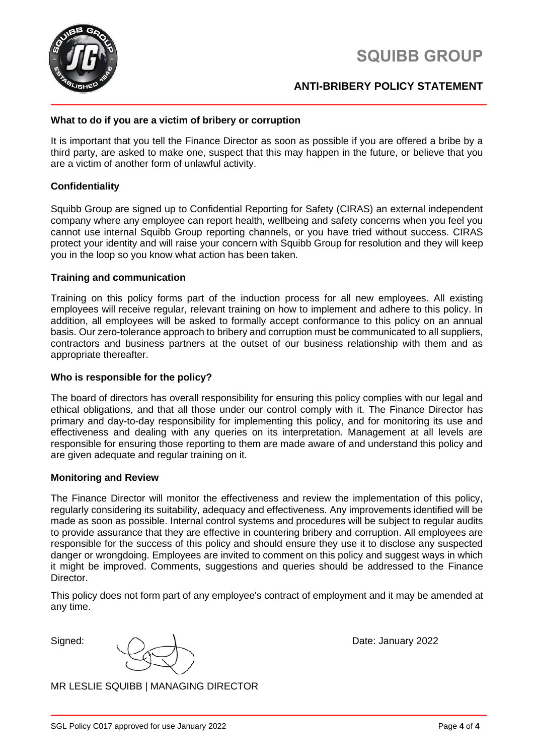### What to do if you are a victim of bribery or corruption

It is important that you tell the Finance Director as soon as possible if you are offered a bribe by a third party, are asked to make one, suspect that this may happen in the future, or believe that you are a victim of another form of unlawful activity.

### Confidentiality

Squibb Group are signed up to Confidential Reporting for Safety (CIRAS) an external independent company where any employee can report health, wellbeing and safety concerns when you feel you cannot use internal Squibb Group reporting channels, or you have tried without success. CIRAS protect your identity and will raise your concern with Squibb Group for resolution and they will keep you in the loop so you know what action has been taken.

### Training and communication

Training on this policy forms part of the induction process for all new employees. All existing employees will receive regular, relevant training on how to implement and adhere to this policy. In addition, all employees will be asked to formally accept conformance to this policy on an annual basis. Our zero-tolerance approach to bribery and corruption must be communicated to all suppliers, contractors and business partners at the outset of our business relationship with them and as appropriate thereafter.

### Who is responsible for the policy?

The board of directors has overall responsibility for ensuring this policy complies with our legal and ethical obligations, and that all those under our control comply with it. The Finance Director has primary and day-to-day responsibility for implementing this policy, and for monitoring its use and effectiveness and dealing with any queries on its interpretation. Management at all levels are responsible for ensuring those reporting to them are made aware of and understand this policy and are given adequate and regular training on it.

### Monitoring and Review

The Finance Director will monitor the effectiveness and review the implementation of this policy, regularly considering its suitability, adequacy and effectiveness. Any improvements identified will be made as soon as possible. Internal control systems and procedures will be subject to regular audits to provide assurance that they are effective in countering bribery and corruption. All employees are responsible for the success of this policy and should ensure they use it to disclose any suspected danger or wrongdoing. Employees are invited to comment on this policy and suggest ways in which it might be improved. Comments, suggestions and queries should be addressed to the Finance Director.

This policy does not form part of any employee's contract of employment and it may be amended at any time.

Signed: Date: January 2022

MR LESLIE SQUIBB | MANAGING DIRECTOR